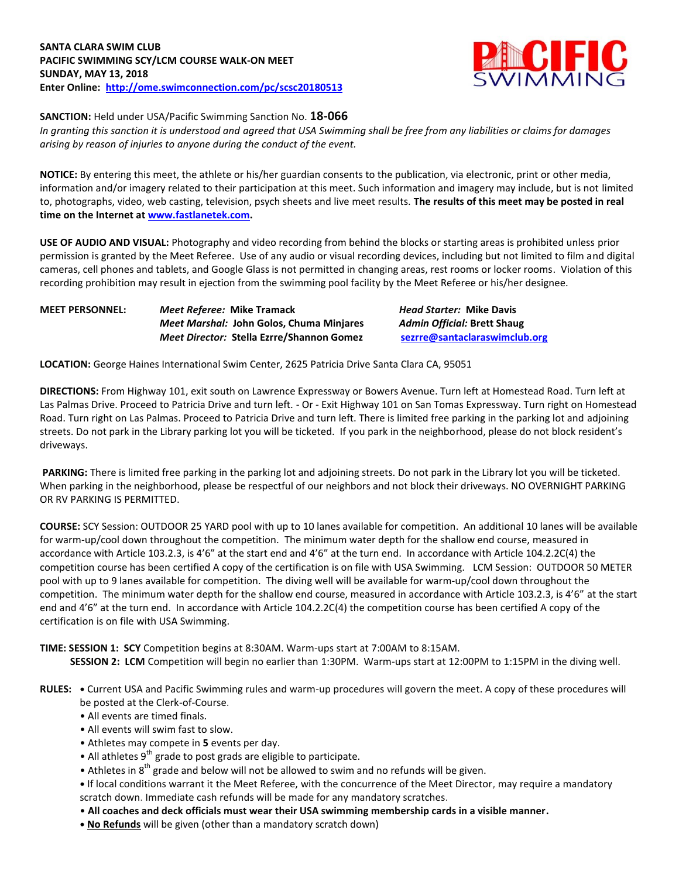**SANTA CLARA SWIM CLUB**
**PACIFIC SWIMMING SCY/LCM COURSE WALK-ON MEET**
**SUNDAY, MAY 13, 2018**
**Enter Online: http://ome.swimconnection.com/pc/scsc20180513**

**SANCTION:** Held under USA/Pacific Swimming Sanction No. **18-066**
*In granting this sanction it is understood and agreed that USA Swimming shall be free from any liabilities or claims for damages arising by reason of injuries to anyone during the conduct of the event.*

**NOTICE:** By entering this meet, the athlete or his/her guardian consents to the publication, via electronic, print or other media, information and/or imagery related to their participation at this meet. Such information and imagery may include, but is not limited to, photographs, video, web casting, television, psych sheets and live meet results. **The results of this meet may be posted in real time on the Internet at www.fastlanetek.com.**

**USE OF AUDIO AND VISUAL:** Photography and video recording from behind the blocks or starting areas is prohibited unless prior permission is granted by the Meet Referee. Use of any audio or visual recording devices, including but not limited to film and digital cameras, cell phones and tablets, and Google Glass is not permitted in changing areas, rest rooms or locker rooms. Violation of this recording prohibition may result in ejection from the swimming pool facility by the Meet Referee or his/her designee.

**MEET PERSONNEL:**
***Meet Referee:*** **Mike Tramack** — ***Head Starter:*** **Mike Davis**
***Meet Marshal:*** **John Golos, Chuma Minjares** — ***Admin Official:*** **Brett Shaug**
***Meet Director:*** **Stella Ezrre/Shannon Gomez** — sezrre@santaclaraswimclub.org

**LOCATION:** George Haines International Swim Center, 2625 Patricia Drive Santa Clara CA, 95051

**DIRECTIONS:** From Highway 101, exit south on Lawrence Expressway or Bowers Avenue. Turn left at Homestead Road. Turn left at Las Palmas Drive. Proceed to Patricia Drive and turn left. - Or - Exit Highway 101 on San Tomas Expressway. Turn right on Homestead Road. Turn right on Las Palmas. Proceed to Patricia Drive and turn left. There is limited free parking in the parking lot and adjoining streets. Do not park in the Library parking lot you will be ticketed. If you park in the neighborhood, please do not block resident's driveways.

**PARKING:** There is limited free parking in the parking lot and adjoining streets. Do not park in the Library lot you will be ticketed. When parking in the neighborhood, please be respectful of our neighbors and not block their driveways. NO OVERNIGHT PARKING OR RV PARKING IS PERMITTED.

**COURSE:** SCY Session: OUTDOOR 25 YARD pool with up to 10 lanes available for competition. An additional 10 lanes will be available for warm-up/cool down throughout the competition. The minimum water depth for the shallow end course, measured in accordance with Article 103.2.3, is 4'6" at the start end and 4'6" at the turn end. In accordance with Article 104.2.2C(4) the competition course has been certified A copy of the certification is on file with USA Swimming. LCM Session: OUTDOOR 50 METER pool with up to 9 lanes available for competition. The diving well will be available for warm-up/cool down throughout the competition. The minimum water depth for the shallow end course, measured in accordance with Article 103.2.3, is 4'6" at the start end and 4'6" at the turn end. In accordance with Article 104.2.2C(4) the competition course has been certified A copy of the certification is on file with USA Swimming.

**TIME: SESSION 1: SCY** Competition begins at 8:30AM. Warm-ups start at 7:00AM to 8:15AM.
**SESSION 2: LCM** Competition will begin no earlier than 1:30PM. Warm-ups start at 12:00PM to 1:15PM in the diving well.

**RULES:**
- Current USA and Pacific Swimming rules and warm-up procedures will govern the meet. A copy of these procedures will be posted at the Clerk-of-Course.
- All events are timed finals.
- All events will swim fast to slow.
- Athletes may compete in **5** events per day.
- All athletes 9th grade to post grads are eligible to participate.
- Athletes in 8th grade and below will not be allowed to swim and no refunds will be given.
- If local conditions warrant it the Meet Referee, with the concurrence of the Meet Director, may require a mandatory scratch down. Immediate cash refunds will be made for any mandatory scratches.
- **All coaches and deck officials must wear their USA swimming membership cards in a visible manner.**
- **No Refunds** will be given (other than a mandatory scratch down)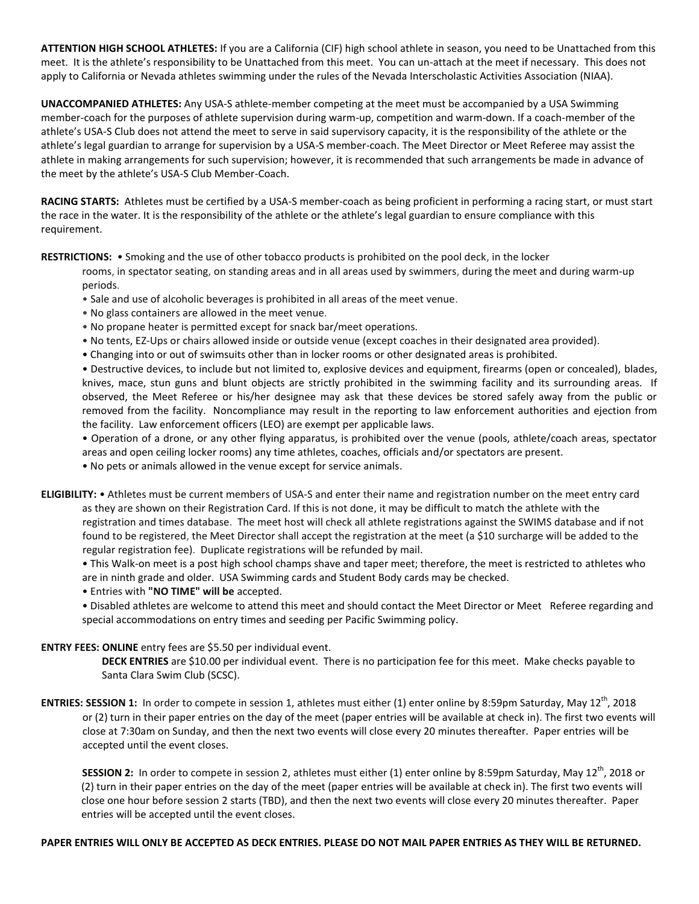**ATTENTION HIGH SCHOOL ATHLETES:** If you are a California (CIF) high school athlete in season, you need to be Unattached from this meet. It is the athlete's responsibility to be Unattached from this meet. You can un-attach at the meet if necessary. This does not apply to California or Nevada athletes swimming under the rules of the Nevada Interscholastic Activities Association (NIAA).

**UNACCOMPANIED ATHLETES:** Any USA-S athlete-member competing at the meet must be accompanied by a USA Swimming member-coach for the purposes of athlete supervision during warm-up, competition and warm-down. If a coach-member of the athlete's USA-S Club does not attend the meet to serve in said supervisory capacity, it is the responsibility of the athlete or the athlete's legal guardian to arrange for supervision by a USA-S member-coach. The Meet Director or Meet Referee may assist the athlete in making arrangements for such supervision; however, it is recommended that such arrangements be made in advance of the meet by the athlete's USA-S Club Member-Coach.

**RACING STARTS:** Athletes must be certified by a USA-S member-coach as being proficient in performing a racing start, or must start the race in the water. It is the responsibility of the athlete or the athlete's legal guardian to ensure compliance with this requirement.

**RESTRICTIONS:**

- Smoking and the use of other tobacco products is prohibited on the pool deck, in the locker rooms, in spectator seating, on standing areas and in all areas used by swimmers, during the meet and during warm-up periods.
- Sale and use of alcoholic beverages is prohibited in all areas of the meet venue.
- No glass containers are allowed in the meet venue.
- No propane heater is permitted except for snack bar/meet operations.
- No tents, EZ-Ups or chairs allowed inside or outside venue (except coaches in their designated area provided).
- Changing into or out of swimsuits other than in locker rooms or other designated areas is prohibited.
- Destructive devices, to include but not limited to, explosive devices and equipment, firearms (open or concealed), blades, knives, mace, stun guns and blunt objects are strictly prohibited in the swimming facility and its surrounding areas. If observed, the Meet Referee or his/her designee may ask that these devices be stored safely away from the public or removed from the facility. Noncompliance may result in the reporting to law enforcement authorities and ejection from the facility. Law enforcement officers (LEO) are exempt per applicable laws.
- Operation of a drone, or any other flying apparatus, is prohibited over the venue (pools, athlete/coach areas, spectator areas and open ceiling locker rooms) any time athletes, coaches, officials and/or spectators are present.
- No pets or animals allowed in the venue except for service animals.

**ELIGIBILITY:**

- Athletes must be current members of USA-S and enter their name and registration number on the meet entry card as they are shown on their Registration Card. If this is not done, it may be difficult to match the athlete with the registration and times database. The meet host will check all athlete registrations against the SWIMS database and if not found to be registered, the Meet Director shall accept the registration at the meet (a $10 surcharge will be added to the regular registration fee). Duplicate registrations will be refunded by mail.
- This Walk-on meet is a post high school champs shave and taper meet; therefore, the meet is restricted to athletes who are in ninth grade and older. USA Swimming cards and Student Body cards may be checked.
- Entries with **"NO TIME" will be** accepted.
- Disabled athletes are welcome to attend this meet and should contact the Meet Director or Meet Referee regarding and special accommodations on entry times and seeding per Pacific Swimming policy.

**ENTRY FEES: ONLINE** entry fees are $5.50 per individual event.

**DECK ENTRIES** are $10.00 per individual event. There is no participation fee for this meet. Make checks payable to Santa Clara Swim Club (SCSC).

**ENTRIES: SESSION 1:** In order to compete in session 1, athletes must either (1) enter online by 8:59pm Saturday, May 12th, 2018 or (2) turn in their paper entries on the day of the meet (paper entries will be available at check in). The first two events will close at 7:30am on Sunday, and then the next two events will close every 20 minutes thereafter. Paper entries will be accepted until the event closes.

**SESSION 2:** In order to compete in session 2, athletes must either (1) enter online by 8:59pm Saturday, May 12th, 2018 or (2) turn in their paper entries on the day of the meet (paper entries will be available at check in). The first two events will close one hour before session 2 starts (TBD), and then the next two events will close every 20 minutes thereafter. Paper entries will be accepted until the event closes.

**PAPER ENTRIES WILL ONLY BE ACCEPTED AS DECK ENTRIES. PLEASE DO NOT MAIL PAPER ENTRIES AS THEY WILL BE RETURNED.**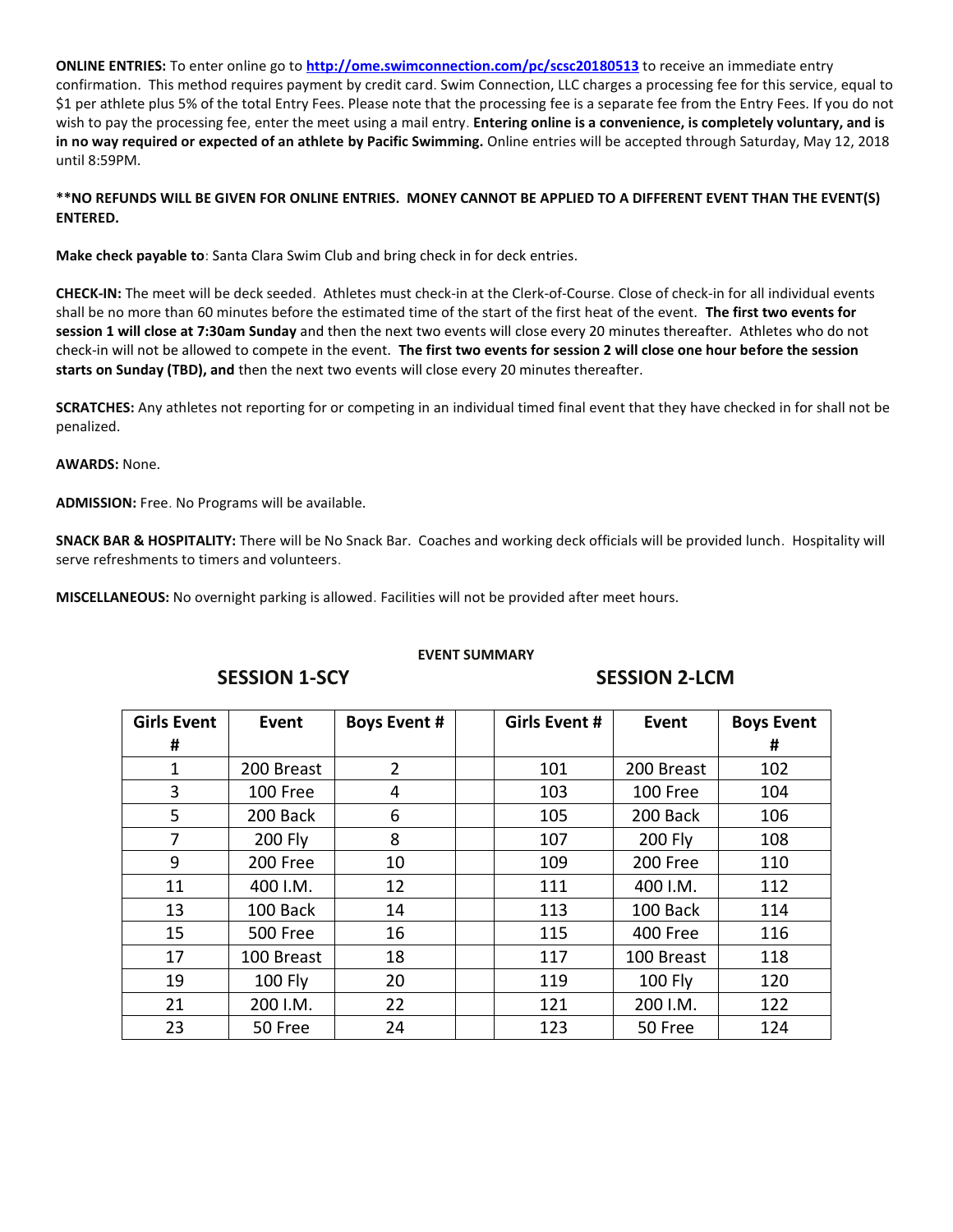**ONLINE ENTRIES:** To enter online go to **http://ome.swimconnection.com/pc/scsc20180513** to receive an immediate entry confirmation. This method requires payment by credit card. Swim Connection, LLC charges a processing fee for this service, equal to $1 per athlete plus 5% of the total Entry Fees. Please note that the processing fee is a separate fee from the Entry Fees. If you do not wish to pay the processing fee, enter the meet using a mail entry. **Entering online is a convenience, is completely voluntary, and is in no way required or expected of an athlete by Pacific Swimming.** Online entries will be accepted through Saturday, May 12, 2018 until 8:59PM.

****NO REFUNDS WILL BE GIVEN FOR ONLINE ENTRIES. MONEY CANNOT BE APPLIED TO A DIFFERENT EVENT THAN THE EVENT(S) ENTERED.**

**Make check payable to**: Santa Clara Swim Club and bring check in for deck entries.

**CHECK-IN:** The meet will be deck seeded. Athletes must check-in at the Clerk-of-Course. Close of check-in for all individual events shall be no more than 60 minutes before the estimated time of the start of the first heat of the event. **The first two events for session 1 will close at 7:30am Sunday** and then the next two events will close every 20 minutes thereafter. Athletes who do not check-in will not be allowed to compete in the event. **The first two events for session 2 will close one hour before the session starts on Sunday (TBD), and** then the next two events will close every 20 minutes thereafter.

**SCRATCHES:** Any athletes not reporting for or competing in an individual timed final event that they have checked in for shall not be penalized.

**AWARDS:** None.

**ADMISSION:** Free. No Programs will be available.

**SNACK BAR & HOSPITALITY:** There will be No Snack Bar. Coaches and working deck officials will be provided lunch. Hospitality will serve refreshments to timers and volunteers.

**MISCELLANEOUS:** No overnight parking is allowed. Facilities will not be provided after meet hours.

**EVENT SUMMARY**

**SESSION 1-SCY** | **SESSION 2-LCM**

| Girls Event # | Event | Boys Event # | | Girls Event # | Event | Boys Event # |
|---|---|---|---|---|---|---|
| 1 | 200 Breast | 2 | | 101 | 200 Breast | 102 |
| 3 | 100 Free | 4 | | 103 | 100 Free | 104 |
| 5 | 200 Back | 6 | | 105 | 200 Back | 106 |
| 7 | 200 Fly | 8 | | 107 | 200 Fly | 108 |
| 9 | 200 Free | 10 | | 109 | 200 Free | 110 |
| 11 | 400 I.M. | 12 | | 111 | 400 I.M. | 112 |
| 13 | 100 Back | 14 | | 113 | 100 Back | 114 |
| 15 | 500 Free | 16 | | 115 | 400 Free | 116 |
| 17 | 100 Breast | 18 | | 117 | 100 Breast | 118 |
| 19 | 100 Fly | 20 | | 119 | 100 Fly | 120 |
| 21 | 200 I.M. | 22 | | 121 | 200 I.M. | 122 |
| 23 | 50 Free | 24 | | 123 | 50 Free | 124 |